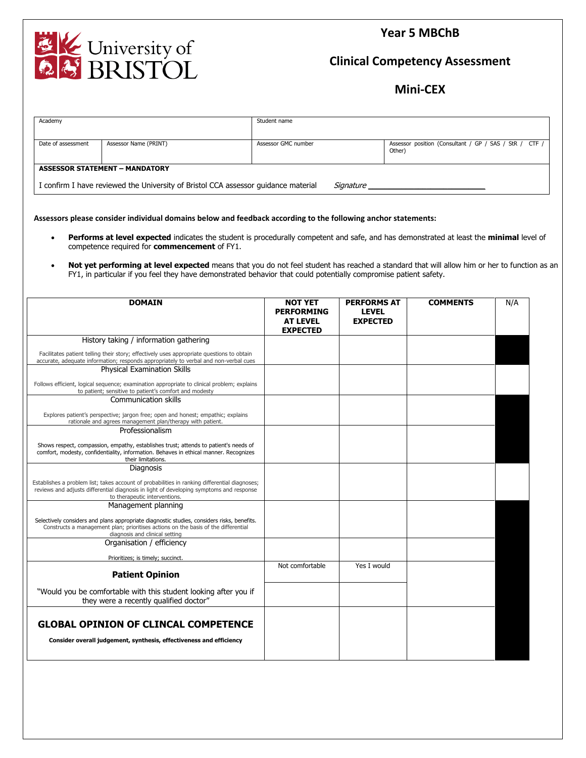University of BRISTOL

# Year 5 MBChB

## Clinical Competency Assessment

## Mini-CEX

| Academy | | Student name | |
|---|---|---|---|
| Date of assessment | Assessor Name (PRINT) | Assessor GMC number | Assessor position (Consultant / GP / SAS / StR / CTF / Other) |

**ASSESSOR STATEMENT – MANDATORY**

I confirm I have reviewed the University of Bristol CCA assessor guidance material *Signature* ______________________

**Assessors please consider individual domains below and feedback according to the following anchor statements:**

- **Performs at level expected** indicates the student is procedurally competent and safe, and has demonstrated at least the **minimal** level of competence required for **commencement** of FY1.
- **Not yet performing at level expected** means that you do not feel student has reached a standard that will allow him or her to function as an FY1, in particular if you feel they have demonstrated behavior that could potentially compromise patient safety.

| DOMAIN | NOT YET PERFORMING AT LEVEL EXPECTED | PERFORMS AT LEVEL EXPECTED | COMMENTS | N/A |
|---|---|---|---|---|
| History taking / information gathering<br><br>Facilitates patient telling their story; effectively uses appropriate questions to obtain accurate, adequate information; responds appropriately to verbal and non-verbal cues | | | | |
| Physical Examination Skills<br><br>Follows efficient, logical sequence; examination appropriate to clinical problem; explains to patient; sensitive to patient's comfort and modesty | | | | |
| Communication skills<br><br>Explores patient's perspective; jargon free; open and honest; empathic; explains rationale and agrees management plan/therapy with patient. | | | | |
| Professionalism<br><br>Shows respect, compassion, empathy, establishes trust; attends to patient's needs of comfort, modesty, confidentiality, information. Behaves in ethical manner. Recognizes their limitations. | | | | |
| Diagnosis<br><br>Establishes a problem list; takes account of probabilities in ranking differential diagnoses; reviews and adjusts differential diagnosis in light of developing symptoms and response to therapeutic interventions. | | | | |
| Management planning<br><br>Selectively considers and plans appropriate diagnostic studies, considers risks, benefits. Constructs a management plan; prioritises actions on the basis of the differential diagnosis and clinical setting | | | | |
| Organisation / efficiency<br><br>Prioritizes; is timely; succinct. | | | | |
| **Patient Opinion**<br><br>"Would you be comfortable with this student looking after you if they were a recently qualified doctor" | Not comfortable | Yes I would | | |
| **GLOBAL OPINION OF CLINCAL COMPETENCE**<br><br>**Consider overall judgement, synthesis, effectiveness and efficiency** | | | | |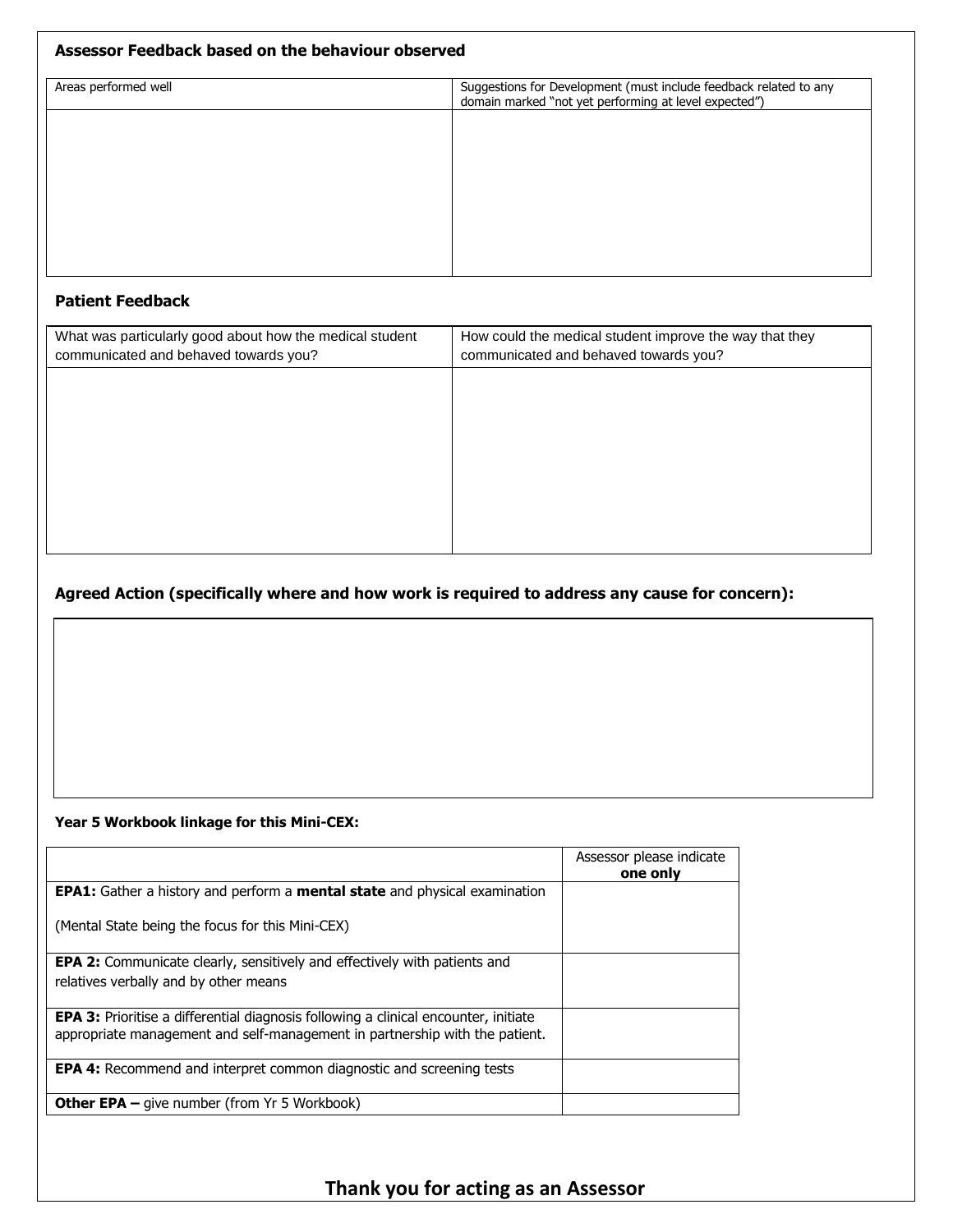**Assessor Feedback based on the behaviour observed**

| Areas performed well | Suggestions for Development (must include feedback related to any domain marked "not yet performing at level expected") |
| --- | --- |
| | |

**Patient Feedback**

| What was particularly good about how the medical student communicated and behaved towards you? | How could the medical student improve the way that they communicated and behaved towards you? |
| --- | --- |
| | |

**Agreed Action (specifically where and how work is required to address any cause for concern):**

| |
| --- |
| |

**Year 5 Workbook linkage for this Mini-CEX:**

| | Assessor please indicate **one only** |
| --- | --- |
| **EPA1:** Gather a history and perform a **mental state** and physical examination<br><br>(Mental State being the focus for this Mini-CEX) | |
| **EPA 2:** Communicate clearly, sensitively and effectively with patients and relatives verbally and by other means | |
| **EPA 3:** Prioritise a differential diagnosis following a clinical encounter, initiate appropriate management and self-management in partnership with the patient. | |
| **EPA 4:** Recommend and interpret common diagnostic and screening tests | |
| **Other EPA –** give number (from Yr 5 Workbook) | |

**Thank you for acting as an Assessor**